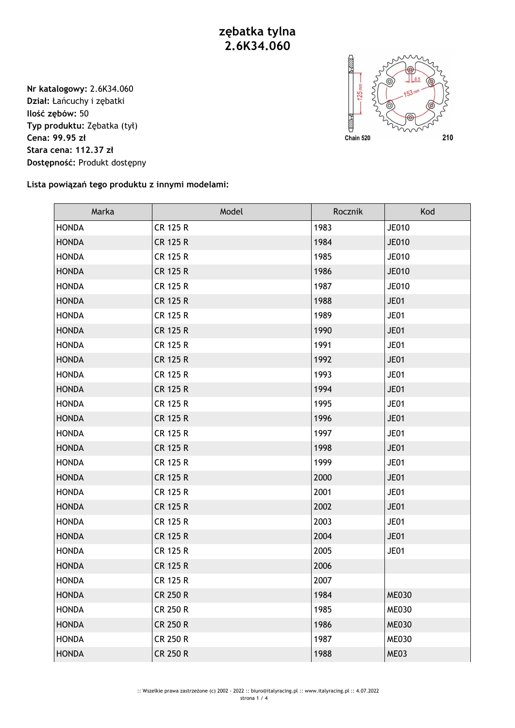# zębatka tylna
# 2.6K34.060

**Nr katalogowy:** 2.6K34.060
**Dział:** Łańcuchy i zębatki
**Ilość zębów:** 50
**Typ produktu:** Zębatka (tył)
**Cena: 99.95 zł**
**Stara cena: 112.37 zł**
**Dostępność:** Produkt dostępny

**Lista powiązań tego produktu z innymi modelami:**

| Marka | Model | Rocznik | Kod |
|---|---|---|---|
| HONDA | CR 125 R | 1983 | JE010 |
| HONDA | CR 125 R | 1984 | JE010 |
| HONDA | CR 125 R | 1985 | JE010 |
| HONDA | CR 125 R | 1986 | JE010 |
| HONDA | CR 125 R | 1987 | JE010 |
| HONDA | CR 125 R | 1988 | JE01 |
| HONDA | CR 125 R | 1989 | JE01 |
| HONDA | CR 125 R | 1990 | JE01 |
| HONDA | CR 125 R | 1991 | JE01 |
| HONDA | CR 125 R | 1992 | JE01 |
| HONDA | CR 125 R | 1993 | JE01 |
| HONDA | CR 125 R | 1994 | JE01 |
| HONDA | CR 125 R | 1995 | JE01 |
| HONDA | CR 125 R | 1996 | JE01 |
| HONDA | CR 125 R | 1997 | JE01 |
| HONDA | CR 125 R | 1998 | JE01 |
| HONDA | CR 125 R | 1999 | JE01 |
| HONDA | CR 125 R | 2000 | JE01 |
| HONDA | CR 125 R | 2001 | JE01 |
| HONDA | CR 125 R | 2002 | JE01 |
| HONDA | CR 125 R | 2003 | JE01 |
| HONDA | CR 125 R | 2004 | JE01 |
| HONDA | CR 125 R | 2005 | JE01 |
| HONDA | CR 125 R | 2006 | |
| HONDA | CR 125 R | 2007 | |
| HONDA | CR 250 R | 1984 | ME030 |
| HONDA | CR 250 R | 1985 | ME030 |
| HONDA | CR 250 R | 1986 | ME030 |
| HONDA | CR 250 R | 1987 | ME030 |
| HONDA | CR 250 R | 1988 | ME03 |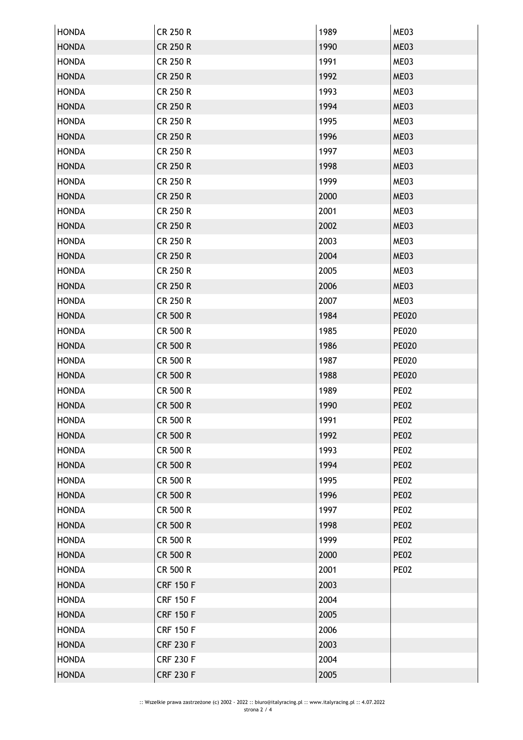| HONDA | CR 250 R | 1989 | ME03 |
|---|---|---|---|
| HONDA | CR 250 R | 1990 | ME03 |
| HONDA | CR 250 R | 1991 | ME03 |
| HONDA | CR 250 R | 1992 | ME03 |
| HONDA | CR 250 R | 1993 | ME03 |
| HONDA | CR 250 R | 1994 | ME03 |
| HONDA | CR 250 R | 1995 | ME03 |
| HONDA | CR 250 R | 1996 | ME03 |
| HONDA | CR 250 R | 1997 | ME03 |
| HONDA | CR 250 R | 1998 | ME03 |
| HONDA | CR 250 R | 1999 | ME03 |
| HONDA | CR 250 R | 2000 | ME03 |
| HONDA | CR 250 R | 2001 | ME03 |
| HONDA | CR 250 R | 2002 | ME03 |
| HONDA | CR 250 R | 2003 | ME03 |
| HONDA | CR 250 R | 2004 | ME03 |
| HONDA | CR 250 R | 2005 | ME03 |
| HONDA | CR 250 R | 2006 | ME03 |
| HONDA | CR 250 R | 2007 | ME03 |
| HONDA | CR 500 R | 1984 | PE020 |
| HONDA | CR 500 R | 1985 | PE020 |
| HONDA | CR 500 R | 1986 | PE020 |
| HONDA | CR 500 R | 1987 | PE020 |
| HONDA | CR 500 R | 1988 | PE020 |
| HONDA | CR 500 R | 1989 | PE02 |
| HONDA | CR 500 R | 1990 | PE02 |
| HONDA | CR 500 R | 1991 | PE02 |
| HONDA | CR 500 R | 1992 | PE02 |
| HONDA | CR 500 R | 1993 | PE02 |
| HONDA | CR 500 R | 1994 | PE02 |
| HONDA | CR 500 R | 1995 | PE02 |
| HONDA | CR 500 R | 1996 | PE02 |
| HONDA | CR 500 R | 1997 | PE02 |
| HONDA | CR 500 R | 1998 | PE02 |
| HONDA | CR 500 R | 1999 | PE02 |
| HONDA | CR 500 R | 2000 | PE02 |
| HONDA | CR 500 R | 2001 | PE02 |
| HONDA | CRF 150 F | 2003 | |
| HONDA | CRF 150 F | 2004 | |
| HONDA | CRF 150 F | 2005 | |
| HONDA | CRF 150 F | 2006 | |
| HONDA | CRF 230 F | 2003 | |
| HONDA | CRF 230 F | 2004 | |
| HONDA | CRF 230 F | 2005 | |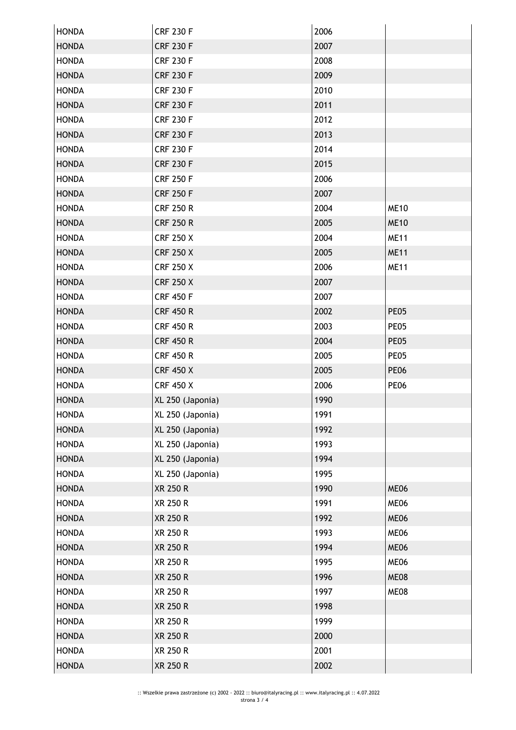| | | | |
|---|---|---|---|
| HONDA | CRF 230 F | 2006 | |
| HONDA | CRF 230 F | 2007 | |
| HONDA | CRF 230 F | 2008 | |
| HONDA | CRF 230 F | 2009 | |
| HONDA | CRF 230 F | 2010 | |
| HONDA | CRF 230 F | 2011 | |
| HONDA | CRF 230 F | 2012 | |
| HONDA | CRF 230 F | 2013 | |
| HONDA | CRF 230 F | 2014 | |
| HONDA | CRF 230 F | 2015 | |
| HONDA | CRF 250 F | 2006 | |
| HONDA | CRF 250 F | 2007 | |
| HONDA | CRF 250 R | 2004 | ME10 |
| HONDA | CRF 250 R | 2005 | ME10 |
| HONDA | CRF 250 X | 2004 | ME11 |
| HONDA | CRF 250 X | 2005 | ME11 |
| HONDA | CRF 250 X | 2006 | ME11 |
| HONDA | CRF 250 X | 2007 | |
| HONDA | CRF 450 F | 2007 | |
| HONDA | CRF 450 R | 2002 | PE05 |
| HONDA | CRF 450 R | 2003 | PE05 |
| HONDA | CRF 450 R | 2004 | PE05 |
| HONDA | CRF 450 R | 2005 | PE05 |
| HONDA | CRF 450 X | 2005 | PE06 |
| HONDA | CRF 450 X | 2006 | PE06 |
| HONDA | XL 250 (Japonia) | 1990 | |
| HONDA | XL 250 (Japonia) | 1991 | |
| HONDA | XL 250 (Japonia) | 1992 | |
| HONDA | XL 250 (Japonia) | 1993 | |
| HONDA | XL 250 (Japonia) | 1994 | |
| HONDA | XL 250 (Japonia) | 1995 | |
| HONDA | XR 250 R | 1990 | ME06 |
| HONDA | XR 250 R | 1991 | ME06 |
| HONDA | XR 250 R | 1992 | ME06 |
| HONDA | XR 250 R | 1993 | ME06 |
| HONDA | XR 250 R | 1994 | ME06 |
| HONDA | XR 250 R | 1995 | ME06 |
| HONDA | XR 250 R | 1996 | ME08 |
| HONDA | XR 250 R | 1997 | ME08 |
| HONDA | XR 250 R | 1998 | |
| HONDA | XR 250 R | 1999 | |
| HONDA | XR 250 R | 2000 | |
| HONDA | XR 250 R | 2001 | |
| HONDA | XR 250 R | 2002 | |

:: Wszelkie prawa zastrzeżone (c) 2002 - 2022 :: biuro@italyracing.pl :: www.italyracing.pl :: 4.07.2022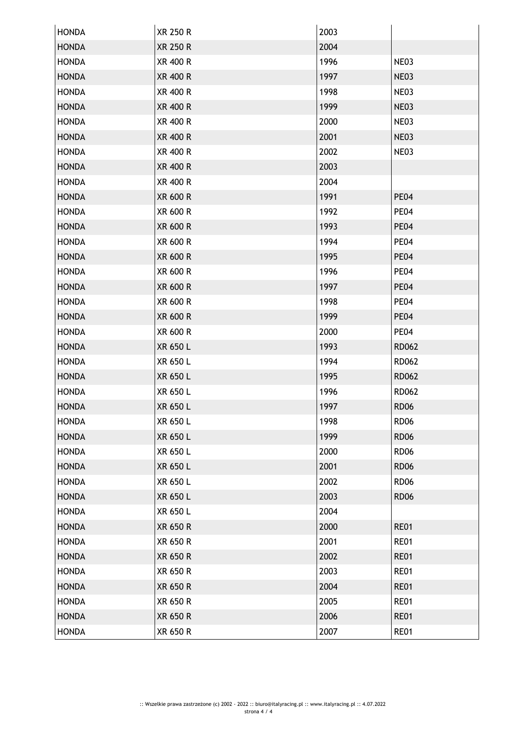| | | | |
|---|---|---|---|
| HONDA | XR 250 R | 2003 | |
| HONDA | XR 250 R | 2004 | |
| HONDA | XR 400 R | 1996 | NE03 |
| HONDA | XR 400 R | 1997 | NE03 |
| HONDA | XR 400 R | 1998 | NE03 |
| HONDA | XR 400 R | 1999 | NE03 |
| HONDA | XR 400 R | 2000 | NE03 |
| HONDA | XR 400 R | 2001 | NE03 |
| HONDA | XR 400 R | 2002 | NE03 |
| HONDA | XR 400 R | 2003 | |
| HONDA | XR 400 R | 2004 | |
| HONDA | XR 600 R | 1991 | PE04 |
| HONDA | XR 600 R | 1992 | PE04 |
| HONDA | XR 600 R | 1993 | PE04 |
| HONDA | XR 600 R | 1994 | PE04 |
| HONDA | XR 600 R | 1995 | PE04 |
| HONDA | XR 600 R | 1996 | PE04 |
| HONDA | XR 600 R | 1997 | PE04 |
| HONDA | XR 600 R | 1998 | PE04 |
| HONDA | XR 600 R | 1999 | PE04 |
| HONDA | XR 600 R | 2000 | PE04 |
| HONDA | XR 650 L | 1993 | RD062 |
| HONDA | XR 650 L | 1994 | RD062 |
| HONDA | XR 650 L | 1995 | RD062 |
| HONDA | XR 650 L | 1996 | RD062 |
| HONDA | XR 650 L | 1997 | RD06 |
| HONDA | XR 650 L | 1998 | RD06 |
| HONDA | XR 650 L | 1999 | RD06 |
| HONDA | XR 650 L | 2000 | RD06 |
| HONDA | XR 650 L | 2001 | RD06 |
| HONDA | XR 650 L | 2002 | RD06 |
| HONDA | XR 650 L | 2003 | RD06 |
| HONDA | XR 650 L | 2004 | |
| HONDA | XR 650 R | 2000 | RE01 |
| HONDA | XR 650 R | 2001 | RE01 |
| HONDA | XR 650 R | 2002 | RE01 |
| HONDA | XR 650 R | 2003 | RE01 |
| HONDA | XR 650 R | 2004 | RE01 |
| HONDA | XR 650 R | 2005 | RE01 |
| HONDA | XR 650 R | 2006 | RE01 |
| HONDA | XR 650 R | 2007 | RE01 |